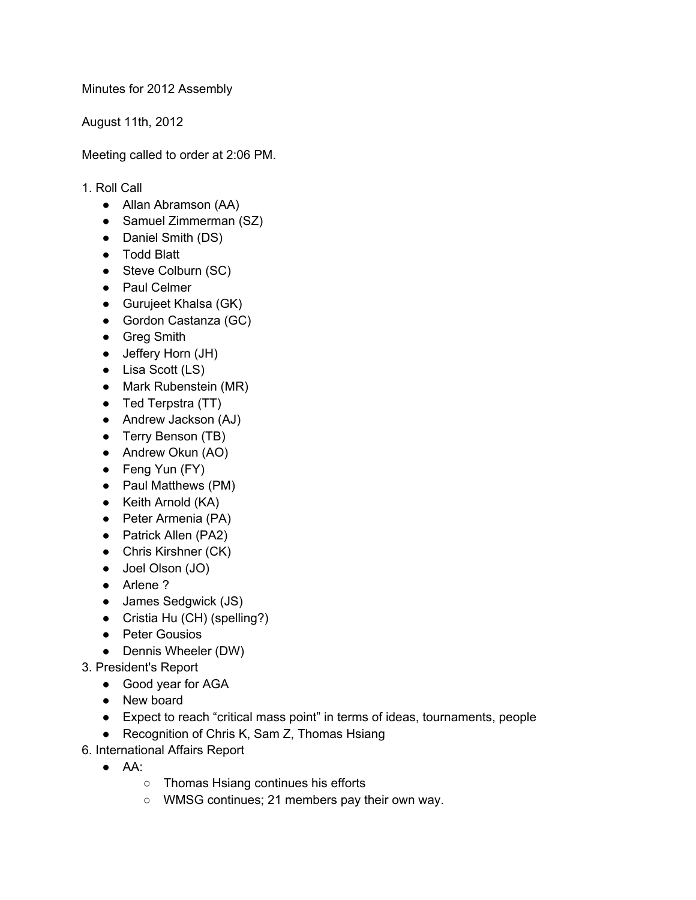Minutes for 2012 Assembly

August 11th, 2012

Meeting called to order at 2:06 PM.

1. Roll Call
    - Allan Abramson (AA)
    - Samuel Zimmerman (SZ)
    - Daniel Smith (DS)
    - Todd Blatt
    - Steve Colburn (SC)
    - Paul Celmer
    - Gurujeet Khalsa (GK)
    - Gordon Castanza (GC)
    - Greg Smith
    - Jeffery Horn (JH)
    - Lisa Scott (LS)
    - Mark Rubenstein (MR)
    - Ted Terpstra (TT)
    - Andrew Jackson (AJ)
    - Terry Benson (TB)
    - Andrew Okun (AO)
    - Feng Yun (FY)
    - Paul Matthews (PM)
    - Keith Arnold (KA)
    - Peter Armenia (PA)
    - Patrick Allen (PA2)
    - Chris Kirshner (CK)
    - Joel Olson (JO)
    - Arlene ?
    - James Sedgwick (JS)
    - Cristia Hu (CH) (spelling?)
    - Peter Gousios
    - Dennis Wheeler (DW)
3. President's Report
    - Good year for AGA
    - New board
    - Expect to reach “critical mass point” in terms of ideas, tournaments, people
    - Recognition of Chris K, Sam Z, Thomas Hsiang
6. International Affairs Report
    - AA:
        - Thomas Hsiang continues his efforts
        - WMSG continues; 21 members pay their own way.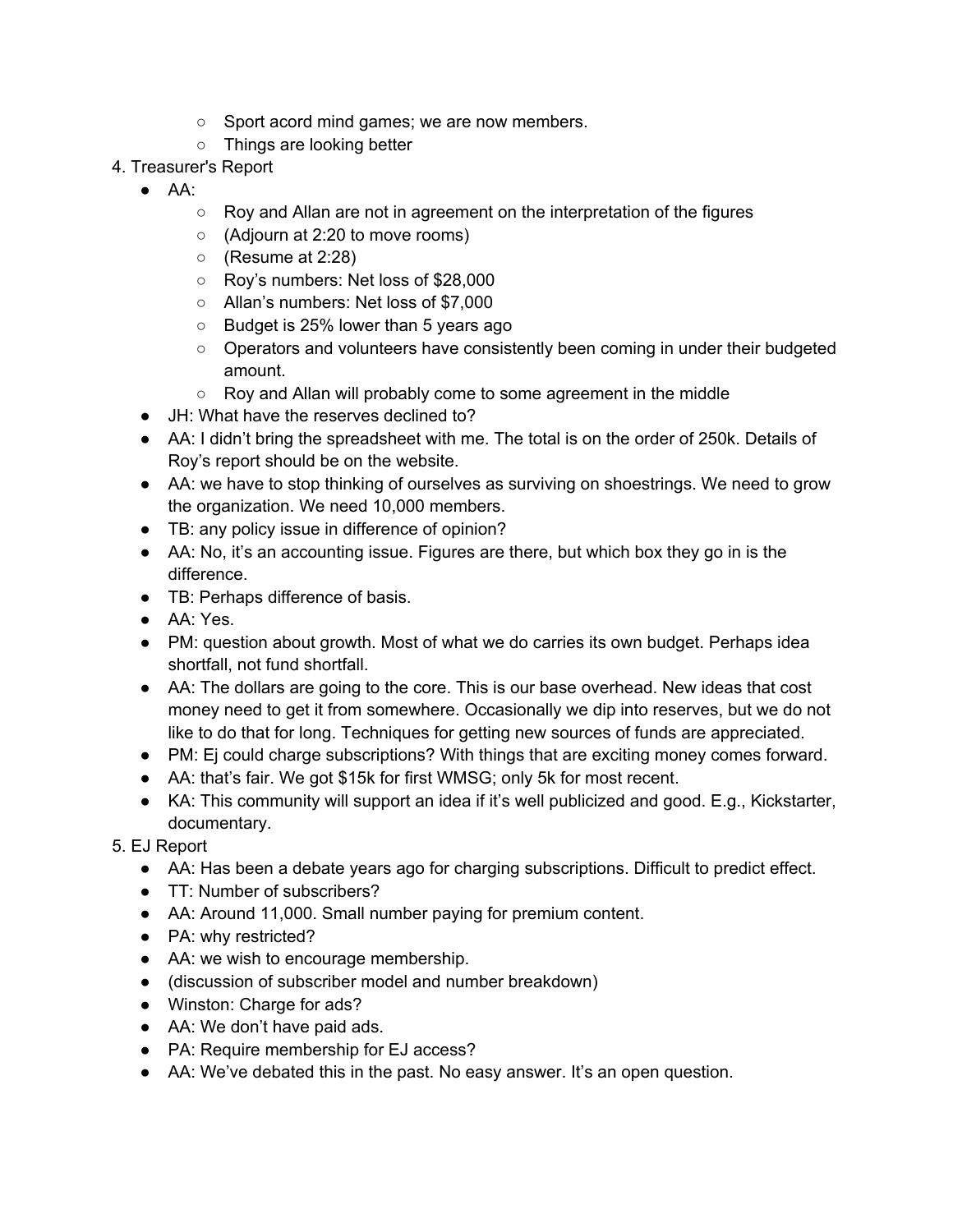- Sport acord mind games; we are now members.
- Things are looking better

4. Treasurer's Report
   - AA:
     - Roy and Allan are not in agreement on the interpretation of the figures
     - (Adjourn at 2:20 to move rooms)
     - (Resume at 2:28)
     - Roy's numbers: Net loss of $28,000
     - Allan's numbers: Net loss of $7,000
     - Budget is 25% lower than 5 years ago
     - Operators and volunteers have consistently been coming in under their budgeted amount.
     - Roy and Allan will probably come to some agreement in the middle
   - JH: What have the reserves declined to?
   - AA: I didn't bring the spreadsheet with me. The total is on the order of 250k. Details of Roy's report should be on the website.
   - AA: we have to stop thinking of ourselves as surviving on shoestrings. We need to grow the organization. We need 10,000 members.
   - TB: any policy issue in difference of opinion?
   - AA: No, it's an accounting issue. Figures are there, but which box they go in is the difference.
   - TB: Perhaps difference of basis.
   - AA: Yes.
   - PM: question about growth. Most of what we do carries its own budget. Perhaps idea shortfall, not fund shortfall.
   - AA: The dollars are going to the core. This is our base overhead. New ideas that cost money need to get it from somewhere. Occasionally we dip into reserves, but we do not like to do that for long. Techniques for getting new sources of funds are appreciated.
   - PM: Ej could charge subscriptions? With things that are exciting money comes forward.
   - AA: that's fair. We got $15k for first WMSG; only 5k for most recent.
   - KA: This community will support an idea if it's well publicized and good. E.g., Kickstarter, documentary.
5. EJ Report
   - AA: Has been a debate years ago for charging subscriptions. Difficult to predict effect.
   - TT: Number of subscribers?
   - AA: Around 11,000. Small number paying for premium content.
   - PA: why restricted?
   - AA: we wish to encourage membership.
   - (discussion of subscriber model and number breakdown)
   - Winston: Charge for ads?
   - AA: We don't have paid ads.
   - PA: Require membership for EJ access?
   - AA: We've debated this in the past. No easy answer. It's an open question.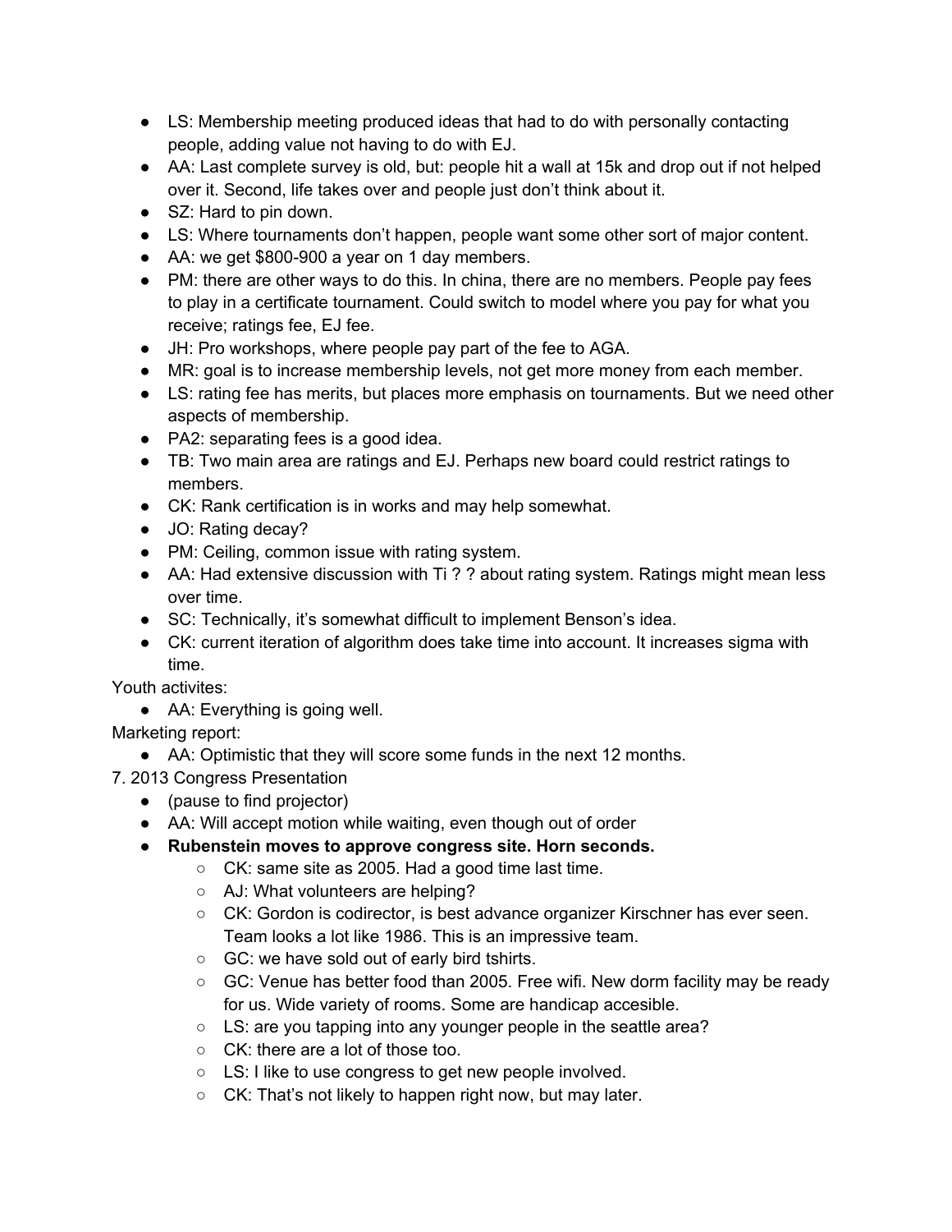- LS: Membership meeting produced ideas that had to do with personally contacting people, adding value not having to do with EJ.
- AA: Last complete survey is old, but: people hit a wall at 15k and drop out if not helped over it. Second, life takes over and people just don't think about it.
- SZ: Hard to pin down.
- LS: Where tournaments don't happen, people want some other sort of major content.
- AA: we get $800-900 a year on 1 day members.
- PM: there are other ways to do this. In china, there are no members. People pay fees to play in a certificate tournament. Could switch to model where you pay for what you receive; ratings fee, EJ fee.
- JH: Pro workshops, where people pay part of the fee to AGA.
- MR: goal is to increase membership levels, not get more money from each member.
- LS: rating fee has merits, but places more emphasis on tournaments. But we need other aspects of membership.
- PA2: separating fees is a good idea.
- TB: Two main area are ratings and EJ. Perhaps new board could restrict ratings to members.
- CK: Rank certification is in works and may help somewhat.
- JO: Rating decay?
- PM: Ceiling, common issue with rating system.
- AA: Had extensive discussion with Ti ? ? about rating system. Ratings might mean less over time.
- SC: Technically, it's somewhat difficult to implement Benson's idea.
- CK: current iteration of algorithm does take time into account. It increases sigma with time.

Youth activites:

- AA: Everything is going well.

Marketing report:

- AA: Optimistic that they will score some funds in the next 12 months.

7. 2013 Congress Presentation

- (pause to find projector)
- AA: Will accept motion while waiting, even though out of order
- **Rubenstein moves to approve congress site. Horn seconds.**
    - CK: same site as 2005. Had a good time last time.
    - AJ: What volunteers are helping?
    - CK: Gordon is codirector, is best advance organizer Kirschner has ever seen. Team looks a lot like 1986. This is an impressive team.
    - GC: we have sold out of early bird tshirts.
    - GC: Venue has better food than 2005. Free wifi. New dorm facility may be ready for us. Wide variety of rooms. Some are handicap accesible.
    - LS: are you tapping into any younger people in the seattle area?
    - CK: there are a lot of those too.
    - LS: I like to use congress to get new people involved.
    - CK: That's not likely to happen right now, but may later.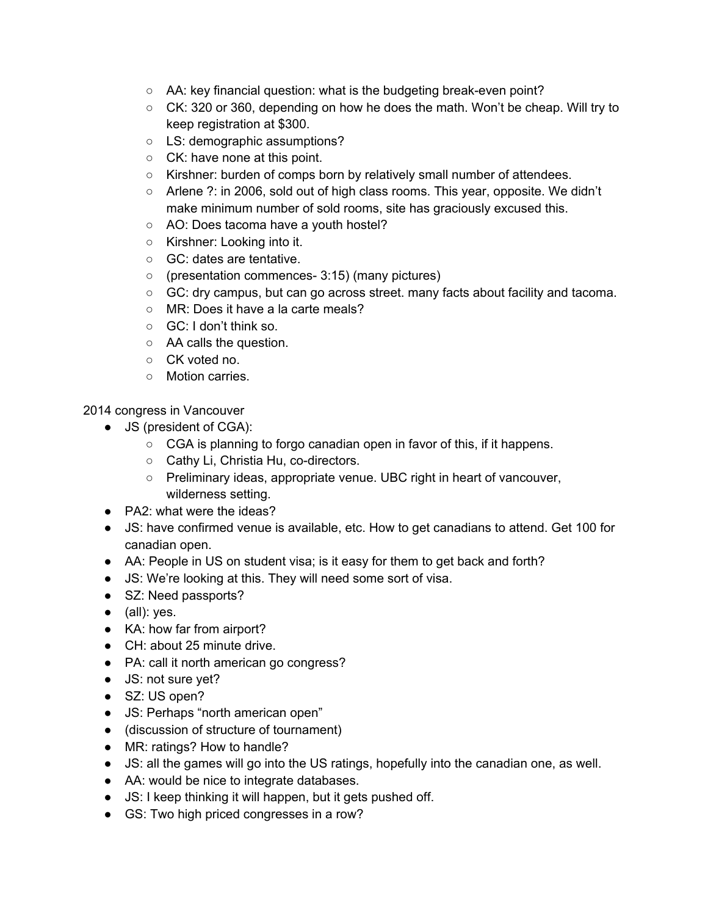- AA: key financial question: what is the budgeting break-even point?
  - CK: 320 or 360, depending on how he does the math. Won't be cheap. Will try to keep registration at $300.
  - LS: demographic assumptions?
  - CK: have none at this point.
  - Kirshner: burden of comps born by relatively small number of attendees.
  - Arlene ?: in 2006, sold out of high class rooms. This year, opposite. We didn't make minimum number of sold rooms, site has graciously excused this.
  - AO: Does tacoma have a youth hostel?
  - Kirshner: Looking into it.
  - GC: dates are tentative.
  - (presentation commences- 3:15) (many pictures)
  - GC: dry campus, but can go across street. many facts about facility and tacoma.
  - MR: Does it have a la carte meals?
  - GC: I don't think so.
  - AA calls the question.
  - CK voted no.
  - Motion carries.

2014 congress in Vancouver

- JS (president of CGA):
  - CGA is planning to forgo canadian open in favor of this, if it happens.
  - Cathy Li, Christia Hu, co-directors.
  - Preliminary ideas, appropriate venue. UBC right in heart of vancouver, wilderness setting.
- PA2: what were the ideas?
- JS: have confirmed venue is available, etc. How to get canadians to attend. Get 100 for canadian open.
- AA: People in US on student visa; is it easy for them to get back and forth?
- JS: We're looking at this. They will need some sort of visa.
- SZ: Need passports?
- (all): yes.
- KA: how far from airport?
- CH: about 25 minute drive.
- PA: call it north american go congress?
- JS: not sure yet?
- SZ: US open?
- JS: Perhaps "north american open"
- (discussion of structure of tournament)
- MR: ratings? How to handle?
- JS: all the games will go into the US ratings, hopefully into the canadian one, as well.
- AA: would be nice to integrate databases.
- JS: I keep thinking it will happen, but it gets pushed off.
- GS: Two high priced congresses in a row?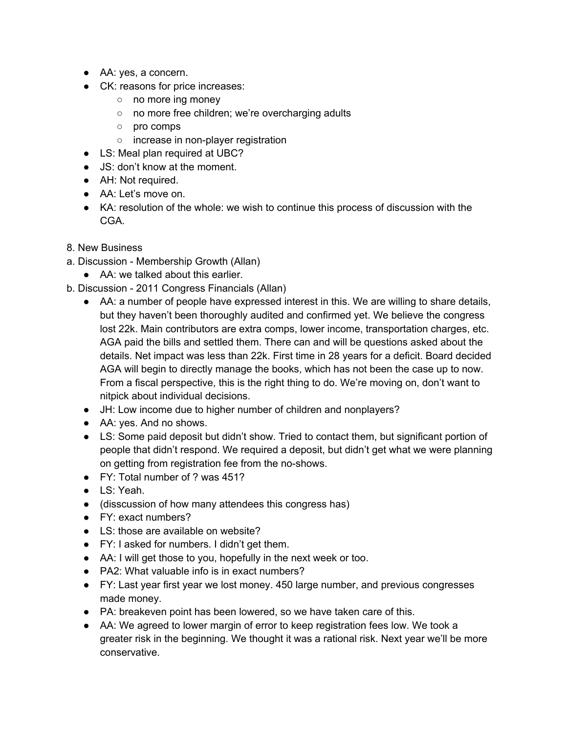- AA: yes, a concern.
- CK: reasons for price increases:
  - no more ing money
  - no more free children; we're overcharging adults
  - pro comps
  - increase in non-player registration
- LS: Meal plan required at UBC?
- JS: don't know at the moment.
- AH: Not required.
- AA: Let's move on.
- KA: resolution of the whole: we wish to continue this process of discussion with the CGA.

8. New Business

a. Discussion - Membership Growth (Allan)

- AA: we talked about this earlier.

b. Discussion - 2011 Congress Financials (Allan)

- AA: a number of people have expressed interest in this. We are willing to share details, but they haven't been thoroughly audited and confirmed yet. We believe the congress lost 22k. Main contributors are extra comps, lower income, transportation charges, etc. AGA paid the bills and settled them. There can and will be questions asked about the details. Net impact was less than 22k. First time in 28 years for a deficit. Board decided AGA will begin to directly manage the books, which has not been the case up to now. From a fiscal perspective, this is the right thing to do. We're moving on, don't want to nitpick about individual decisions.
- JH: Low income due to higher number of children and nonplayers?
- AA: yes. And no shows.
- LS: Some paid deposit but didn't show. Tried to contact them, but significant portion of people that didn't respond. We required a deposit, but didn't get what we were planning on getting from registration fee from the no-shows.
- FY: Total number of ? was 451?
- LS: Yeah.
- (disscussion of how many attendees this congress has)
- FY: exact numbers?
- LS: those are available on website?
- FY: I asked for numbers. I didn't get them.
- AA: I will get those to you, hopefully in the next week or too.
- PA2: What valuable info is in exact numbers?
- FY: Last year first year we lost money. 450 large number, and previous congresses made money.
- PA: breakeven point has been lowered, so we have taken care of this.
- AA: We agreed to lower margin of error to keep registration fees low. We took a greater risk in the beginning. We thought it was a rational risk. Next year we'll be more conservative.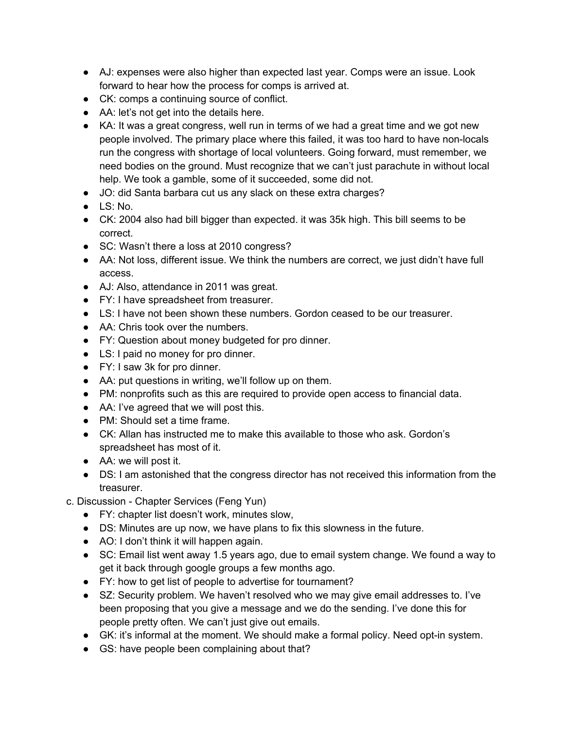- AJ: expenses were also higher than expected last year. Comps were an issue. Look forward to hear how the process for comps is arrived at.
- CK: comps a continuing source of conflict.
- AA: let's not get into the details here.
- KA: It was a great congress, well run in terms of we had a great time and we got new people involved. The primary place where this failed, it was too hard to have non-locals run the congress with shortage of local volunteers. Going forward, must remember, we need bodies on the ground. Must recognize that we can't just parachute in without local help. We took a gamble, some of it succeeded, some did not.
- JO: did Santa barbara cut us any slack on these extra charges?
- LS: No.
- CK: 2004 also had bill bigger than expected. it was 35k high. This bill seems to be correct.
- SC: Wasn't there a loss at 2010 congress?
- AA: Not loss, different issue. We think the numbers are correct, we just didn't have full access.
- AJ: Also, attendance in 2011 was great.
- FY: I have spreadsheet from treasurer.
- LS: I have not been shown these numbers. Gordon ceased to be our treasurer.
- AA: Chris took over the numbers.
- FY: Question about money budgeted for pro dinner.
- LS: I paid no money for pro dinner.
- FY: I saw 3k for pro dinner.
- AA: put questions in writing, we'll follow up on them.
- PM: nonprofits such as this are required to provide open access to financial data.
- AA: I've agreed that we will post this.
- PM: Should set a time frame.
- CK: Allan has instructed me to make this available to those who ask. Gordon's spreadsheet has most of it.
- AA: we will post it.
- DS: I am astonished that the congress director has not received this information from the treasurer.

c. Discussion - Chapter Services (Feng Yun)

- FY: chapter list doesn't work, minutes slow,
- DS: Minutes are up now, we have plans to fix this slowness in the future.
- AO: I don't think it will happen again.
- SC: Email list went away 1.5 years ago, due to email system change. We found a way to get it back through google groups a few months ago.
- FY: how to get list of people to advertise for tournament?
- SZ: Security problem. We haven't resolved who we may give email addresses to. I've been proposing that you give a message and we do the sending. I've done this for people pretty often. We can't just give out emails.
- GK: it's informal at the moment. We should make a formal policy. Need opt-in system.
- GS: have people been complaining about that?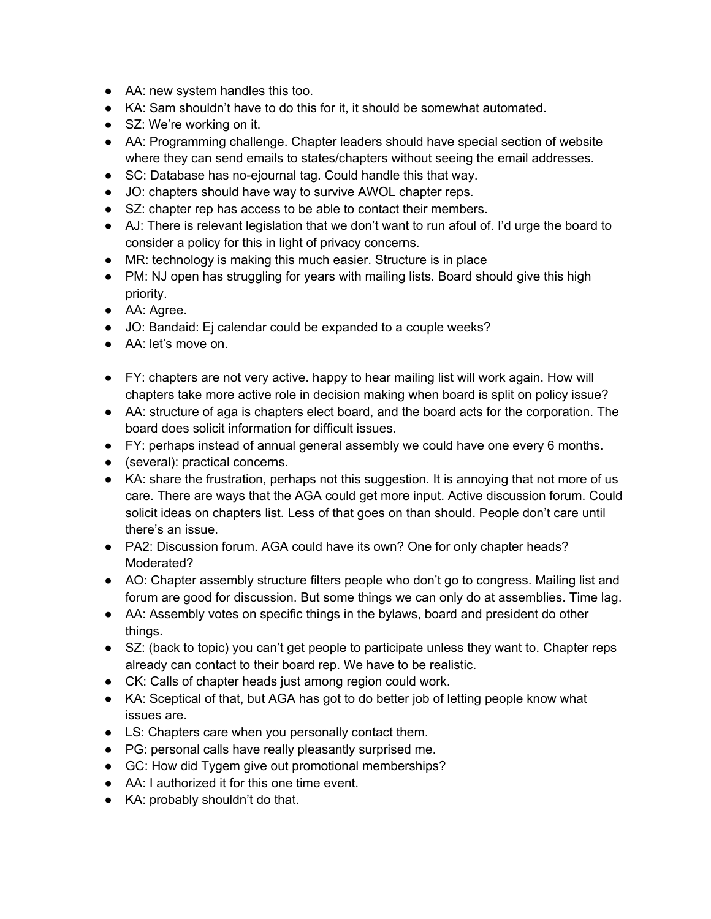- AA: new system handles this too.
- KA: Sam shouldn't have to do this for it, it should be somewhat automated.
- SZ: We're working on it.
- AA: Programming challenge. Chapter leaders should have special section of website where they can send emails to states/chapters without seeing the email addresses.
- SC: Database has no-ejournal tag. Could handle this that way.
- JO: chapters should have way to survive AWOL chapter reps.
- SZ: chapter rep has access to be able to contact their members.
- AJ: There is relevant legislation that we don't want to run afoul of. I'd urge the board to consider a policy for this in light of privacy concerns.
- MR: technology is making this much easier. Structure is in place
- PM: NJ open has struggling for years with mailing lists. Board should give this high priority.
- AA: Agree.
- JO: Bandaid: Ej calendar could be expanded to a couple weeks?
- AA: let's move on.

- FY: chapters are not very active. happy to hear mailing list will work again. How will chapters take more active role in decision making when board is split on policy issue?
- AA: structure of aga is chapters elect board, and the board acts for the corporation. The board does solicit information for difficult issues.
- FY: perhaps instead of annual general assembly we could have one every 6 months.
- (several): practical concerns.
- KA: share the frustration, perhaps not this suggestion. It is annoying that not more of us care. There are ways that the AGA could get more input. Active discussion forum. Could solicit ideas on chapters list. Less of that goes on than should. People don't care until there's an issue.
- PA2: Discussion forum. AGA could have its own? One for only chapter heads? Moderated?
- AO: Chapter assembly structure filters people who don't go to congress. Mailing list and forum are good for discussion. But some things we can only do at assemblies. Time lag.
- AA: Assembly votes on specific things in the bylaws, board and president do other things.
- SZ: (back to topic) you can't get people to participate unless they want to. Chapter reps already can contact to their board rep. We have to be realistic.
- CK: Calls of chapter heads just among region could work.
- KA: Sceptical of that, but AGA has got to do better job of letting people know what issues are.
- LS: Chapters care when you personally contact them.
- PG: personal calls have really pleasantly surprised me.
- GC: How did Tygem give out promotional memberships?
- AA: I authorized it for this one time event.
- KA: probably shouldn't do that.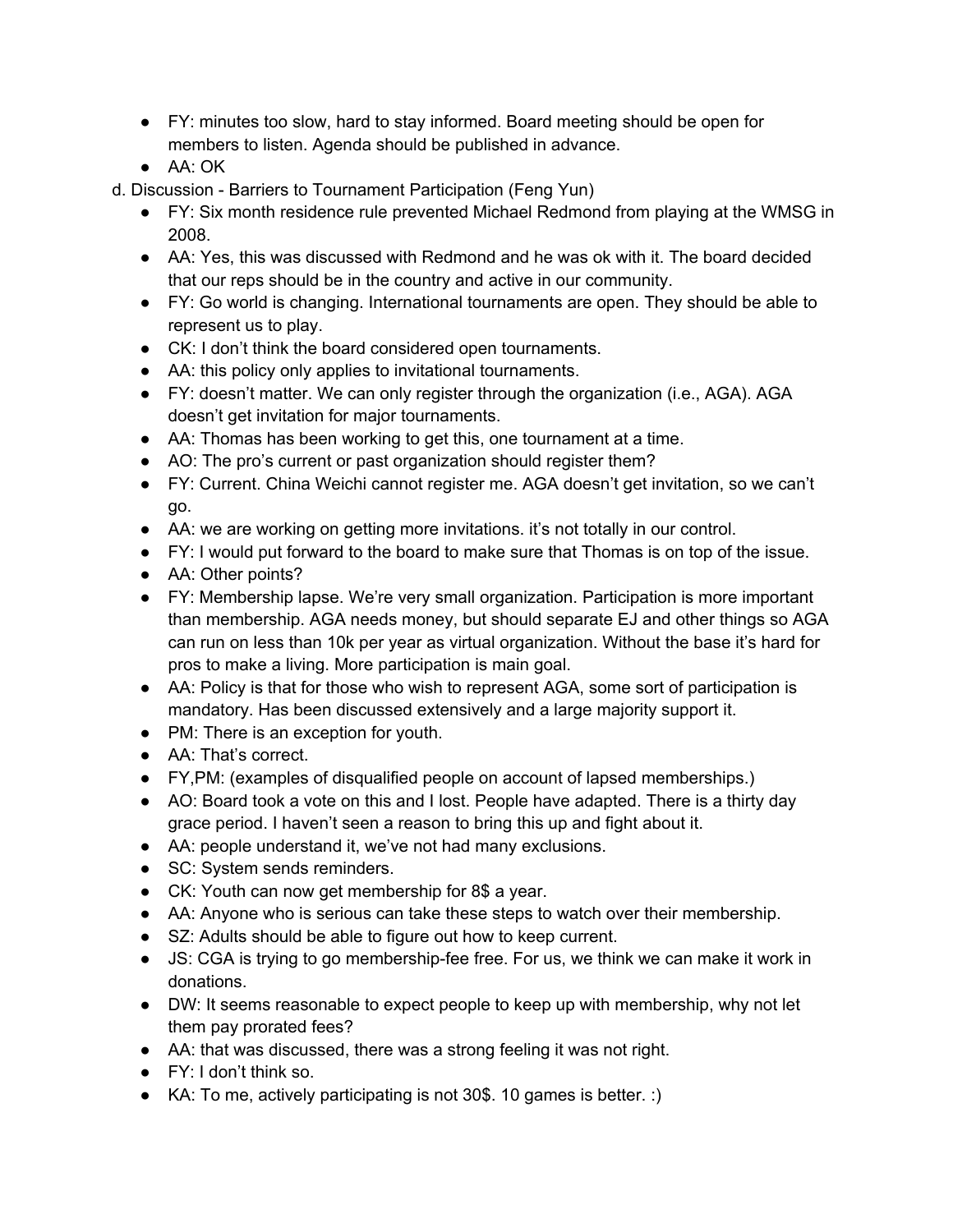- FY: minutes too slow, hard to stay informed. Board meeting should be open for members to listen. Agenda should be published in advance.
- AA: OK

d. Discussion - Barriers to Tournament Participation (Feng Yun)

- FY: Six month residence rule prevented Michael Redmond from playing at the WMSG in 2008.
- AA: Yes, this was discussed with Redmond and he was ok with it. The board decided that our reps should be in the country and active in our community.
- FY: Go world is changing. International tournaments are open. They should be able to represent us to play.
- CK: I don't think the board considered open tournaments.
- AA: this policy only applies to invitational tournaments.
- FY: doesn't matter. We can only register through the organization (i.e., AGA). AGA doesn't get invitation for major tournaments.
- AA: Thomas has been working to get this, one tournament at a time.
- AO: The pro's current or past organization should register them?
- FY: Current. China Weichi cannot register me. AGA doesn't get invitation, so we can't go.
- AA: we are working on getting more invitations. it's not totally in our control.
- FY: I would put forward to the board to make sure that Thomas is on top of the issue.
- AA: Other points?
- FY: Membership lapse. We're very small organization. Participation is more important than membership. AGA needs money, but should separate EJ and other things so AGA can run on less than 10k per year as virtual organization. Without the base it's hard for pros to make a living. More participation is main goal.
- AA: Policy is that for those who wish to represent AGA, some sort of participation is mandatory. Has been discussed extensively and a large majority support it.
- PM: There is an exception for youth.
- AA: That's correct.
- FY,PM: (examples of disqualified people on account of lapsed memberships.)
- AO: Board took a vote on this and I lost. People have adapted. There is a thirty day grace period. I haven't seen a reason to bring this up and fight about it.
- AA: people understand it, we've not had many exclusions.
- SC: System sends reminders.
- CK: Youth can now get membership for 8$ a year.
- AA: Anyone who is serious can take these steps to watch over their membership.
- SZ: Adults should be able to figure out how to keep current.
- JS: CGA is trying to go membership-fee free. For us, we think we can make it work in donations.
- DW: It seems reasonable to expect people to keep up with membership, why not let them pay prorated fees?
- AA: that was discussed, there was a strong feeling it was not right.
- FY: I don't think so.
- KA: To me, actively participating is not 30$. 10 games is better. :)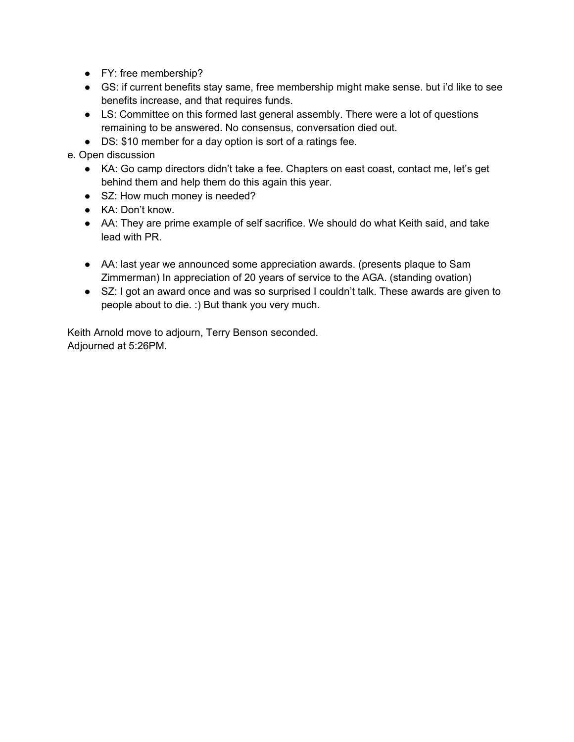- FY: free membership?
- GS: if current benefits stay same, free membership might make sense. but i'd like to see benefits increase, and that requires funds.
- LS: Committee on this formed last general assembly. There were a lot of questions remaining to be answered. No consensus, conversation died out.
- DS: $10 member for a day option is sort of a ratings fee.

e. Open discussion

- KA: Go camp directors didn't take a fee. Chapters on east coast, contact me, let's get behind them and help them do this again this year.
- SZ: How much money is needed?
- KA: Don't know.
- AA: They are prime example of self sacrifice. We should do what Keith said, and take lead with PR.

- AA: last year we announced some appreciation awards. (presents plaque to Sam Zimmerman) In appreciation of 20 years of service to the AGA. (standing ovation)
- SZ: I got an award once and was so surprised I couldn't talk. These awards are given to people about to die. :) But thank you very much.

Keith Arnold move to adjourn, Terry Benson seconded.
Adjourned at 5:26PM.